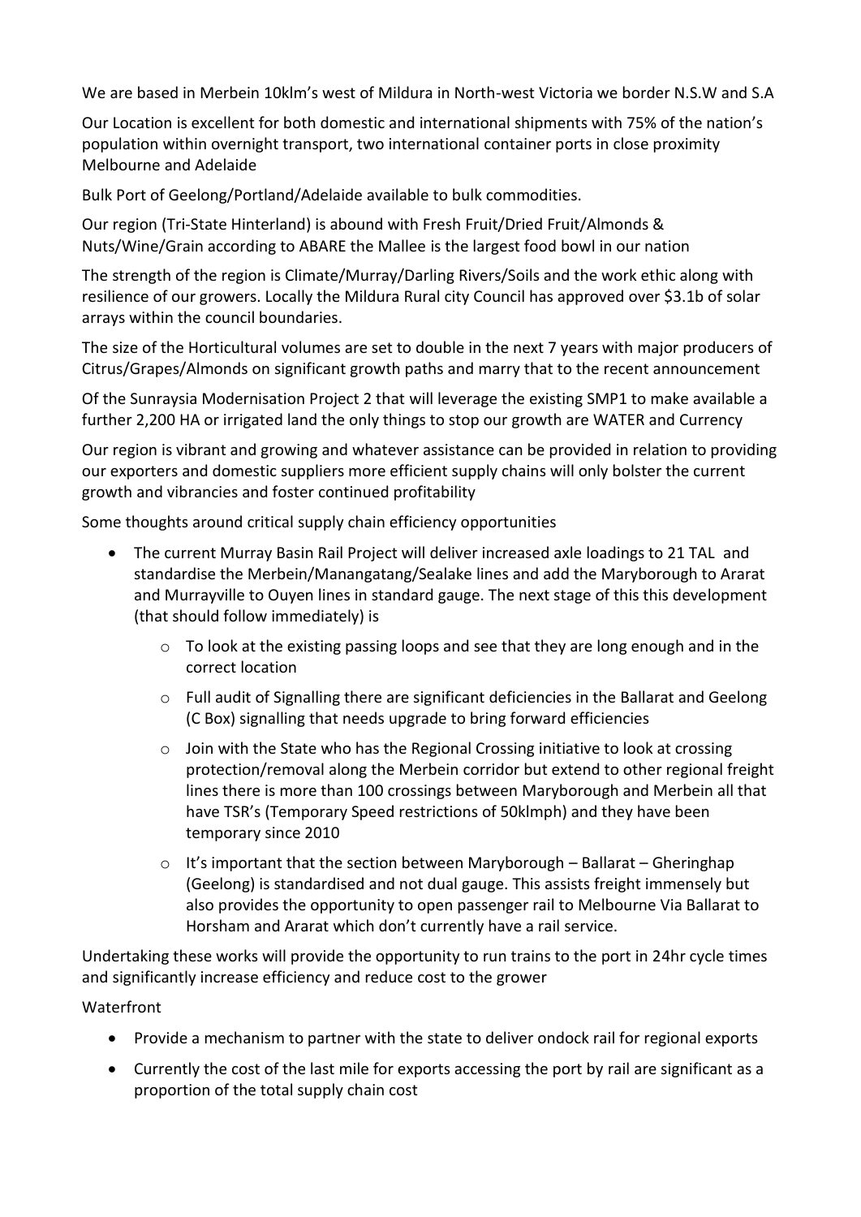We are based in Merbein 10klm's west of Mildura in North-west Victoria we border N.S.W and S.A

Our Location is excellent for both domestic and international shipments with 75% of the nation's population within overnight transport, two international container ports in close proximity Melbourne and Adelaide

Bulk Port of Geelong/Portland/Adelaide available to bulk commodities.

Our region (Tri-State Hinterland) is abound with Fresh Fruit/Dried Fruit/Almonds & Nuts/Wine/Grain according to ABARE the Mallee is the largest food bowl in our nation

The strength of the region is Climate/Murray/Darling Rivers/Soils and the work ethic along with resilience of our growers. Locally the Mildura Rural city Council has approved over $3.1b of solar arrays within the council boundaries.

The size of the Horticultural volumes are set to double in the next 7 years with major producers of Citrus/Grapes/Almonds on significant growth paths and marry that to the recent announcement

Of the Sunraysia Modernisation Project 2 that will leverage the existing SMP1 to make available a further 2,200 HA or irrigated land the only things to stop our growth are WATER and Currency

Our region is vibrant and growing and whatever assistance can be provided in relation to providing our exporters and domestic suppliers more efficient supply chains will only bolster the current growth and vibrancies and foster continued profitability

Some thoughts around critical supply chain efficiency opportunities

- The current Murray Basin Rail Project will deliver increased axle loadings to 21 TAL and standardise the Merbein/Manangatang/Sealake lines and add the Maryborough to Ararat and Murrayville to Ouyen lines in standard gauge. The next stage of this this development (that should follow immediately) is
  - To look at the existing passing loops and see that they are long enough and in the correct location
  - Full audit of Signalling there are significant deficiencies in the Ballarat and Geelong (C Box) signalling that needs upgrade to bring forward efficiencies
  - Join with the State who has the Regional Crossing initiative to look at crossing protection/removal along the Merbein corridor but extend to other regional freight lines there is more than 100 crossings between Maryborough and Merbein all that have TSR's (Temporary Speed restrictions of 50klmph) and they have been temporary since 2010
  - It's important that the section between Maryborough – Ballarat – Gheringhap (Geelong) is standardised and not dual gauge. This assists freight immensely but also provides the opportunity to open passenger rail to Melbourne Via Ballarat to Horsham and Ararat which don't currently have a rail service.

Undertaking these works will provide the opportunity to run trains to the port in 24hr cycle times and significantly increase efficiency and reduce cost to the grower

Waterfront

- Provide a mechanism to partner with the state to deliver ondock rail for regional exports
- Currently the cost of the last mile for exports accessing the port by rail are significant as a proportion of the total supply chain cost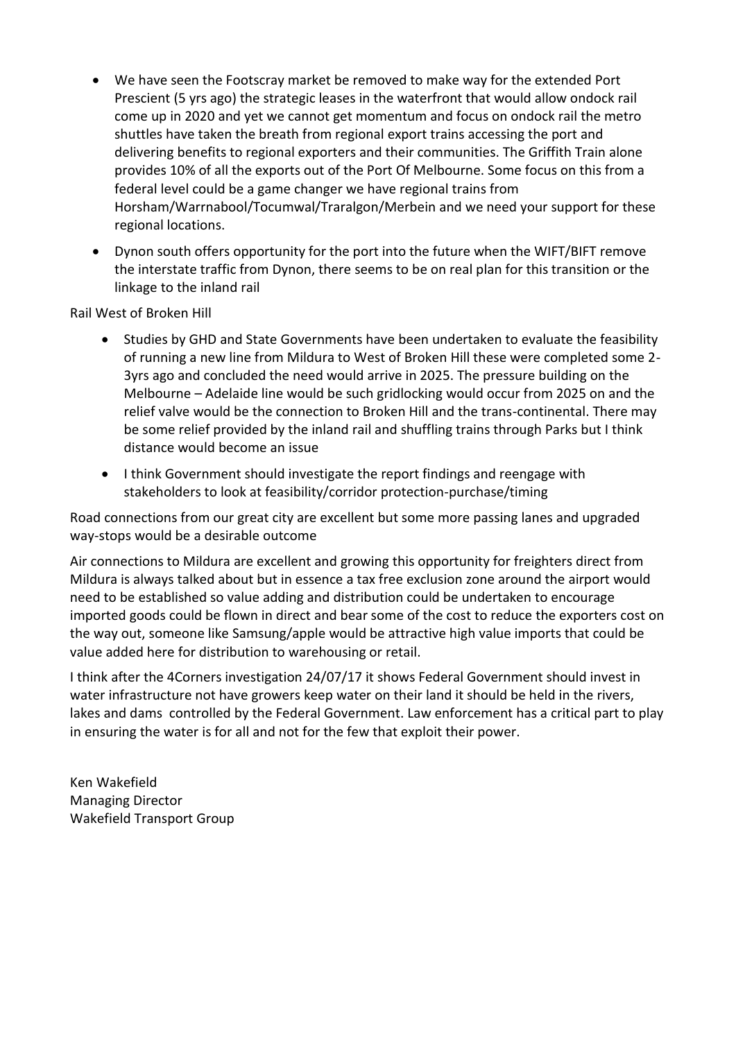- We have seen the Footscray market be removed to make way for the extended Port Prescient (5 yrs ago) the strategic leases in the waterfront that would allow ondock rail come up in 2020 and yet we cannot get momentum and focus on ondock rail the metro shuttles have taken the breath from regional export trains accessing the port and delivering benefits to regional exporters and their communities. The Griffith Train alone provides 10% of all the exports out of the Port Of Melbourne. Some focus on this from a federal level could be a game changer we have regional trains from Horsham/Warrnabool/Tocumwal/Traralgon/Merbein and we need your support for these regional locations.
- Dynon south offers opportunity for the port into the future when the WIFT/BIFT remove the interstate traffic from Dynon, there seems to be on real plan for this transition or the linkage to the inland rail

Rail West of Broken Hill

- Studies by GHD and State Governments have been undertaken to evaluate the feasibility of running a new line from Mildura to West of Broken Hill these were completed some 2-3yrs ago and concluded the need would arrive in 2025. The pressure building on the Melbourne – Adelaide line would be such gridlocking would occur from 2025 on and the relief valve would be the connection to Broken Hill and the trans-continental. There may be some relief provided by the inland rail and shuffling trains through Parks but I think distance would become an issue
- I think Government should investigate the report findings and reengage with stakeholders to look at feasibility/corridor protection-purchase/timing

Road connections from our great city are excellent but some more passing lanes and upgraded way-stops would be a desirable outcome

Air connections to Mildura are excellent and growing this opportunity for freighters direct from Mildura is always talked about but in essence a tax free exclusion zone around the airport would need to be established so value adding and distribution could be undertaken to encourage imported goods could be flown in direct and bear some of the cost to reduce the exporters cost on the way out, someone like Samsung/apple would be attractive high value imports that could be value added here for distribution to warehousing or retail.

I think after the 4Corners investigation 24/07/17 it shows Federal Government should invest in water infrastructure not have growers keep water on their land it should be held in the rivers, lakes and dams controlled by the Federal Government. Law enforcement has a critical part to play in ensuring the water is for all and not for the few that exploit their power.

Ken Wakefield
Managing Director
Wakefield Transport Group